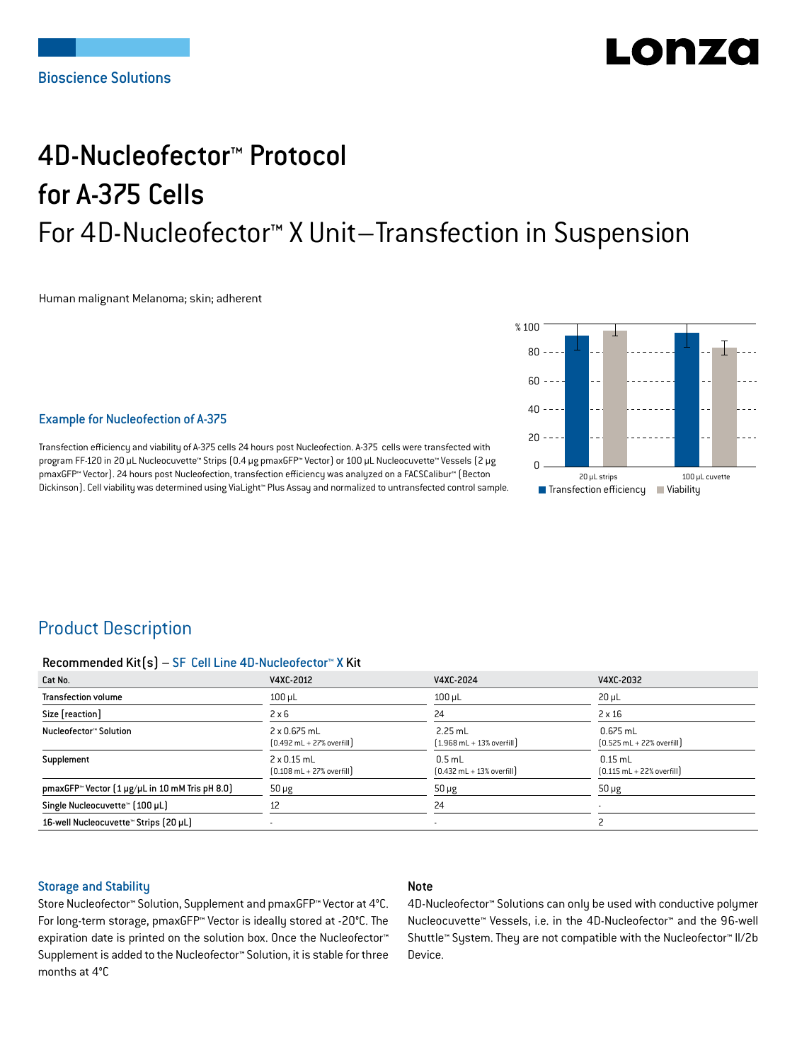Bioscience Solutions

# 4D-Nucleofector™ Protocol for A-375 Cells

## For 4D-Nucleofector™ X Unit–Transfection in Suspension

Human malignant Melanoma; skin; adherent

### Example for Nucleofection of A-375

Transfection efficiency and viability of A-375 cells 24 hours post Nucleofection. A-375 cells were transfected with program FF-120 in 20 µL Nucleocuvette™ Strips (0.4 µg pmaxGFP™ Vector) or 100 µL Nucleocuvette™ Vessels (2 µg pmaxGFP™ Vector). 24 hours post Nucleofection, transfection efficiency was analyzed on a FACSCalibur™ (Becton Dickinson). Cell viability was determined using ViaLight™ Plus Assay and normalized to untransfected control sample.

## Product Description

### Recommended Kit(s) – SF Cell Line 4D-Nucleofector™ X Kit

| Cat No. | V4XC-2012 | V4XC-2024 | V4XC-2032 |
|---|---|---|---|
| Transfection volume | 100 µL | 100 µL | 20 µL |
| Size [reaction] | 2 x 6 | 24 | 2 x 16 |
| Nucleofector™ Solution | 2 x 0.675 mL (0.492 mL + 27% overfill) | 2.25 mL (1.968 mL + 13% overfill) | 0.675 mL (0.525 mL + 22% overfill) |
| Supplement | 2 x 0.15 mL (0.108 mL + 27% overfill) | 0.5 mL (0.432 mL + 13% overfill) | 0.15 mL (0.115 mL + 22% overfill) |
| pmaxGFP™ Vector (1 µg/µL in 10 mM Tris pH 8.0) | 50 µg | 50 µg | 50 µg |
| Single Nucleocuvette™ (100 µL) | 12 | 24 | - |
| 16-well Nucleocuvette™ Strips (20 µL) | - | - | 2 |

### Storage and Stability

Store Nucleofector™ Solution, Supplement and pmaxGFP™ Vector at 4°C. For long-term storage, pmaxGFP™ Vector is ideally stored at -20°C. The expiration date is printed on the solution box. Once the Nucleofector™ Supplement is added to the Nucleofector™ Solution, it is stable for three months at 4°C

### Note

4D-Nucleofector™ Solutions can only be used with conductive polymer Nucleocuvette™ Vessels, i.e. in the 4D-Nucleofector™ and the 96-well Shuttle™ System. They are not compatible with the Nucleofector™ II/2b Device.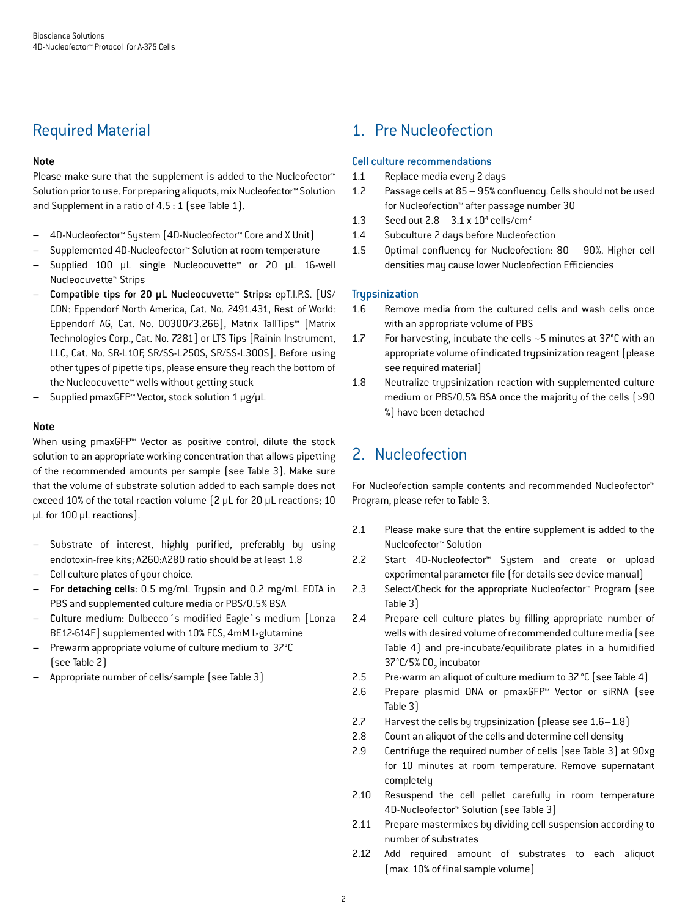## Required Material

**Note**

Please make sure that the supplement is added to the Nucleofector™ Solution prior to use. For preparing aliquots, mix Nucleofector™ Solution and Supplement in a ratio of 4.5 : 1 (see Table 1).

- 4D-Nucleofector™ System (4D-Nucleofector™ Core and X Unit)
- Supplemented 4D-Nucleofector™ Solution at room temperature
- Supplied 100 µL single Nucleocuvette™ or 20 µL 16-well Nucleocuvette™ Strips
- **Compatible tips for 20 µL Nucleocuvette™ Strips**: epT.I.P.S. [US/ CDN: Eppendorf North America, Cat. No. 2491.431, Rest of World: Eppendorf AG, Cat. No. 0030073.266], Matrix TallTips™ [Matrix Technologies Corp., Cat. No. 7281] or LTS Tips [Rainin Instrument, LLC, Cat. No. SR-L10F, SR/SS-L250S, SR/SS-L300S]. Before using other types of pipette tips, please ensure they reach the bottom of the Nucleocuvette™ wells without getting stuck
- Supplied pmaxGFP™ Vector, stock solution 1 µg/µL

**Note**

When using pmaxGFP™ Vector as positive control, dilute the stock solution to an appropriate working concentration that allows pipetting of the recommended amounts per sample (see Table 3). Make sure that the volume of substrate solution added to each sample does not exceed 10% of the total reaction volume (2 µL for 20 µL reactions; 10 µL for 100 µL reactions).

- Substrate of interest, highly purified, preferably by using endotoxin-free kits; A260:A280 ratio should be at least 1.8
- Cell culture plates of your choice.
- **For detaching cells:** 0.5 mg/mL Trypsin and 0.2 mg/mL EDTA in PBS and supplemented culture media or PBS/0.5% BSA
- **Culture medium:** Dulbecco´s modified Eagle`s medium [Lonza BE12-614F] supplemented with 10% FCS, 4mM L-glutamine
- Prewarm appropriate volume of culture medium to 37°C (see Table 2)
- Appropriate number of cells/sample (see Table 3)

## 1. Pre Nucleofection

### Cell culture recommendations

1.1 Replace media every 2 days

1.2 Passage cells at 85 – 95% confluency. Cells should not be used for Nucleofection™ after passage number 30

1.3 Seed out 2.8 – 3.1 x $10^4$ cells/$cm^2$

1.4 Subculture 2 days before Nucleofection

1.5 Optimal confluency for Nucleofection: 80 – 90%. Higher cell densities may cause lower Nucleofection Efficiencies

### Trypsinization

1.6 Remove media from the cultured cells and wash cells once with an appropriate volume of PBS

1.7 For harvesting, incubate the cells ~5 minutes at 37°C with an appropriate volume of indicated trypsinization reagent (please see required material)

1.8 Neutralize trypsinization reaction with supplemented culture medium or PBS/0.5% BSA once the majority of the cells (>90 %) have been detached

## 2. Nucleofection

For Nucleofection sample contents and recommended Nucleofector™ Program, please refer to Table 3.

2.1 Please make sure that the entire supplement is added to the Nucleofector™ Solution

2.2 Start 4D-Nucleofector™ System and create or upload experimental parameter file (for details see device manual)

2.3 Select/Check for the appropriate Nucleofector™ Program (see Table 3)

2.4 Prepare cell culture plates by filling appropriate number of wells with desired volume of recommended culture media (see Table 4) and pre-incubate/equilibrate plates in a humidified 37°C/5% $CO_2$ incubator

2.5 Pre-warm an aliquot of culture medium to 37 °C (see Table 4)

2.6 Prepare plasmid DNA or pmaxGFP™ Vector or siRNA (see Table 3)

2.7 Harvest the cells by trypsinization (please see 1.6–1.8)

2.8 Count an aliquot of the cells and determine cell density

2.9 Centrifuge the required number of cells (see Table 3) at 90xg for 10 minutes at room temperature. Remove supernatant completely

2.10 Resuspend the cell pellet carefully in room temperature 4D-Nucleofector™ Solution (see Table 3)

2.11 Prepare mastermixes by dividing cell suspension according to number of substrates

2.12 Add required amount of substrates to each aliquot (max. 10% of final sample volume)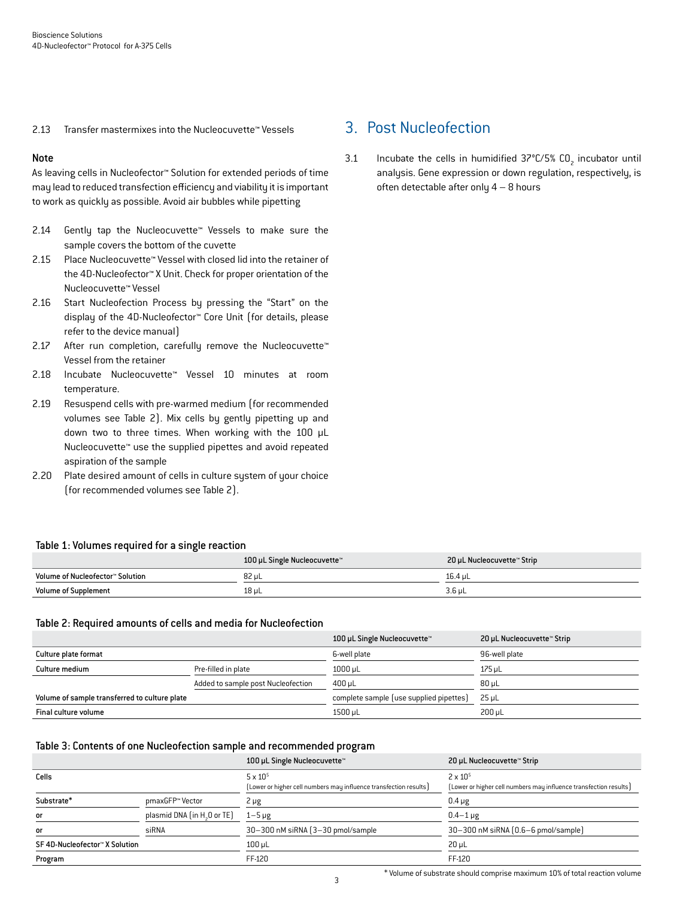2.13 Transfer mastermixes into the Nucleocuvette™ Vessels

**Note**

As leaving cells in Nucleofector™ Solution for extended periods of time may lead to reduced transfection efficiency and viability it is important to work as quickly as possible. Avoid air bubbles while pipetting

2.14 Gently tap the Nucleocuvette™ Vessels to make sure the sample covers the bottom of the cuvette

2.15 Place Nucleocuvette™ Vessel with closed lid into the retainer of the 4D-Nucleofector™ X Unit. Check for proper orientation of the Nucleocuvette™ Vessel

2.16 Start Nucleofection Process by pressing the "Start" on the display of the 4D-Nucleofector™ Core Unit (for details, please refer to the device manual)

2.17 After run completion, carefully remove the Nucleocuvette™ Vessel from the retainer

2.18 Incubate Nucleocuvette™ Vessel 10 minutes at room temperature.

2.19 Resuspend cells with pre-warmed medium (for recommended volumes see Table 2). Mix cells by gently pipetting up and down two to three times. When working with the 100 µL Nucleocuvette™ use the supplied pipettes and avoid repeated aspiration of the sample

2.20 Plate desired amount of cells in culture system of your choice (for recommended volumes see Table 2).

## 3. Post Nucleofection

3.1 Incubate the cells in humidified 37°C/5% $CO_2$ incubator until analysis. Gene expression or down regulation, respectively, is often detectable after only 4 – 8 hours

**Table 1: Volumes required for a single reaction**

| | 100 µL Single Nucleocuvette™ | 20 µL Nucleocuvette™ Strip |
|---|---|---|
| Volume of Nucleofector™ Solution | 82 µL | 16.4 µL |
| Volume of Supplement | 18 µL | 3.6 µL |

**Table 2: Required amounts of cells and media for Nucleofection**

| | | 100 µL Single Nucleocuvette™ | 20 µL Nucleocuvette™ Strip |
|---|---|---|---|
| Culture plate format | | 6-well plate | 96-well plate |
| Culture medium | Pre-filled in plate | 1000 µL | 175 µL |
| | Added to sample post Nucleofection | 400 µL | 80 µL |
| Volume of sample transferred to culture plate | | complete sample (use supplied pipettes) | 25 µL |
| Final culture volume | | 1500 µL | 200 µL |

**Table 3: Contents of one Nucleofection sample and recommended program**

| | | 100 µL Single Nucleocuvette™ | 20 µL Nucleocuvette™ Strip |
|---|---|---|---|
| Cells | | $5 \times 10^5$ (Lower or higher cell numbers may influence transfection results) | $2 \times 10^5$ (Lower or higher cell numbers may influence transfection results) |
| Substrate* | pmaxGFP™ Vector | 2 µg | 0.4 µg |
| or | plasmid DNA (in $H_2O$ or TE) | 1–5 µg | 0.4–1 µg |
| or | siRNA | 30–300 nM siRNA (3–30 pmol/sample | 30–300 nM siRNA (0.6–6 pmol/sample) |
| SF 4D-Nucleofector™ X Solution | | 100 µL | 20 µL |
| Program | | FF-120 | FF-120 |

* Volume of substrate should comprise maximum 10% of total reaction volume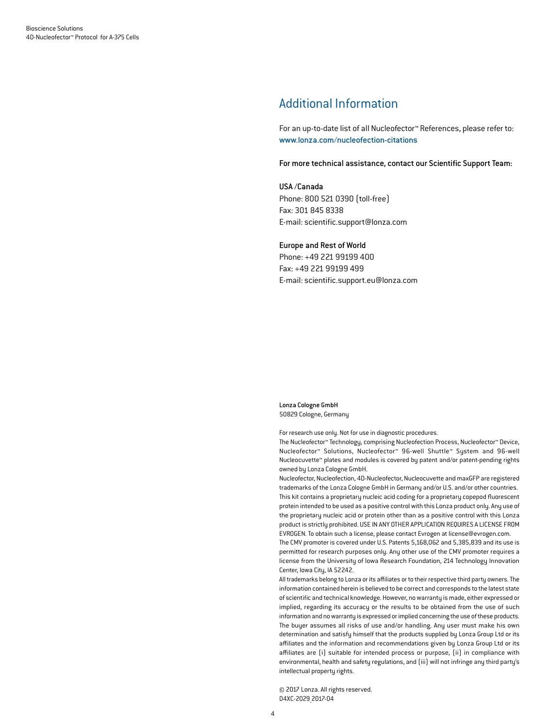## Additional Information

For an up-to-date list of all Nucleofector™ References, please refer to:
www.lonza.com/nucleofection-citations

**For more technical assistance, contact our Scientific Support Team:**

**USA /Canada**
Phone: 800 521 0390 (toll-free)
Fax: 301 845 8338
E-mail: scientific.support@lonza.com

**Europe and Rest of World**
Phone: +49 221 99199 400
Fax: +49 221 99199 499
E-mail: scientific.support.eu@lonza.com

**Lonza Cologne GmbH**
50829 Cologne, Germany

For research use only. Not for use in diagnostic procedures.
The Nucleofector™ Technology, comprising Nucleofection Process, Nucleofector™ Device, Nucleofector™ Solutions, Nucleofector™ 96-well Shuttle™ System and 96-well Nucleocuvette™ plates and modules is covered by patent and/or patent-pending rights owned by Lonza Cologne GmbH.
Nucleofector, Nucleofection, 4D-Nucleofector, Nucleocuvette and maxGFP are registered trademarks of the Lonza Cologne GmbH in Germany and/or U.S. and/or other countries.
This kit contains a proprietary nucleic acid coding for a proprietary copepod fluorescent protein intended to be used as a positive control with this Lonza product only. Any use of the proprietary nucleic acid or protein other than as a positive control with this Lonza product is strictly prohibited. USE IN ANY OTHER APPLICATION REQUIRES A LICENSE FROM EVROGEN. To obtain such a license, please contact Evrogen at license@evrogen.com.
The CMV promoter is covered under U.S. Patents 5,168,062 and 5,385,839 and its use is permitted for research purposes only. Any other use of the CMV promoter requires a license from the University of Iowa Research Foundation, 214 Technology Innovation Center, Iowa City, IA 52242.
All trademarks belong to Lonza or its affiliates or to their respective third party owners. The information contained herein is believed to be correct and corresponds to the latest state of scientific and technical knowledge. However, no warranty is made, either expressed or implied, regarding its accuracy or the results to be obtained from the use of such information and no warranty is expressed or implied concerning the use of these products. The buyer assumes all risks of use and/or handling. Any user must make his own determination and satisfy himself that the products supplied by Lonza Group Ltd or its affiliates and the information and recommendations given by Lonza Group Ltd or its affiliates are (i) suitable for intended process or purpose, (ii) in compliance with environmental, health and safety regulations, and (iii) will not infringe any third party's intellectual property rights.

© 2017 Lonza. All rights reserved.
D4XC-2029_2017-04